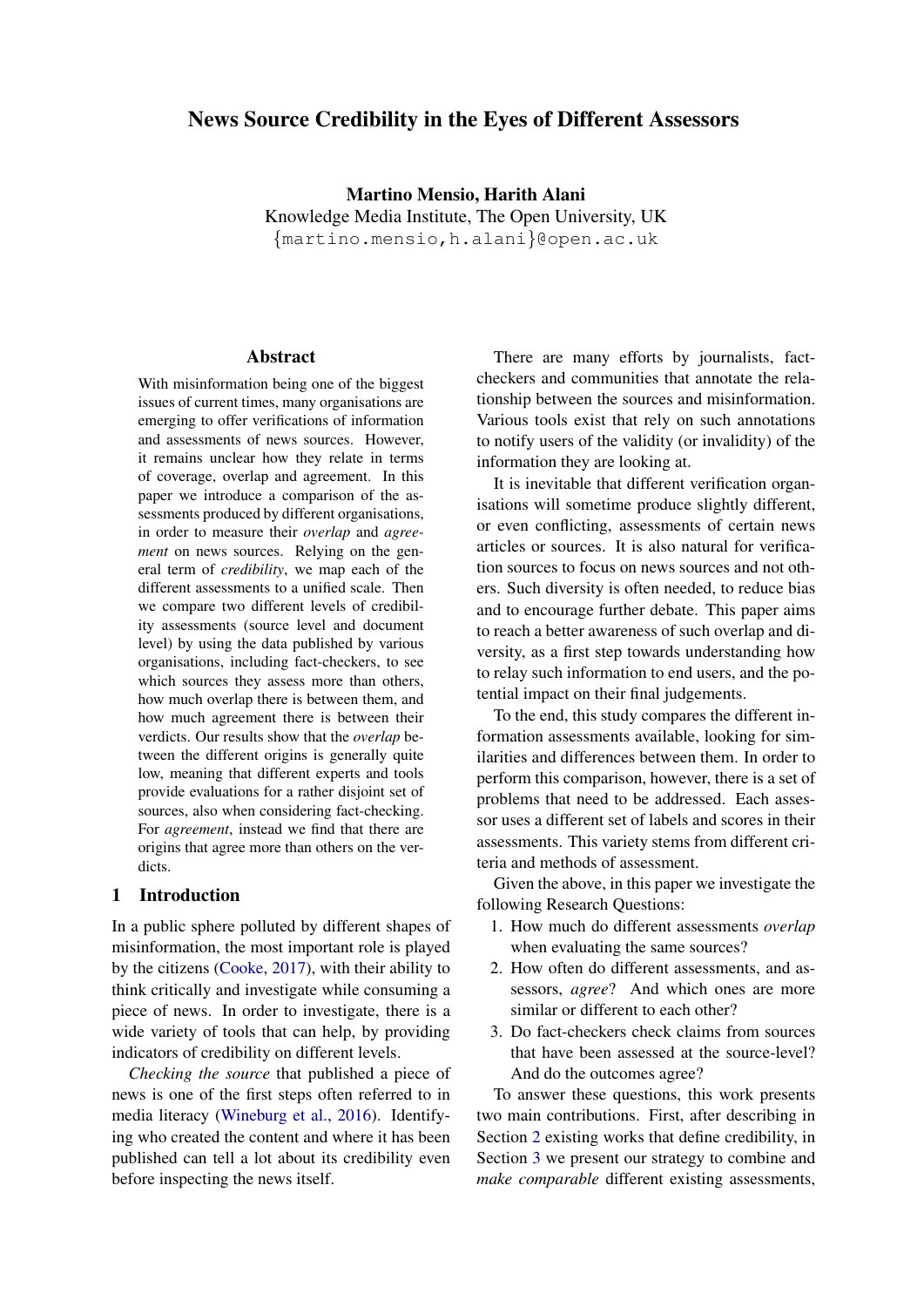# News Source Credibility in the Eyes of Different Assessors

**Martino Mensio, Harith Alani**
Knowledge Media Institute, The Open University, UK
{martino.mensio,h.alani}@open.ac.uk

## Abstract

With misinformation being one of the biggest issues of current times, many organisations are emerging to offer verifications of information and assessments of news sources. However, it remains unclear how they relate in terms of coverage, overlap and agreement. In this paper we introduce a comparison of the assessments produced by different organisations, in order to measure their *overlap* and *agreement* on news sources. Relying on the general term of *credibility*, we map each of the different assessments to a unified scale. Then we compare two different levels of credibility assessments (source level and document level) by using the data published by various organisations, including fact-checkers, to see which sources they assess more than others, how much overlap there is between them, and how much agreement there is between their verdicts. Our results show that the *overlap* between the different origins is generally quite low, meaning that different experts and tools provide evaluations for a rather disjoint set of sources, also when considering fact-checking. For *agreement*, instead we find that there are origins that agree more than others on the verdicts.

## 1 Introduction

In a public sphere polluted by different shapes of misinformation, the most important role is played by the citizens (Cooke, 2017), with their ability to think critically and investigate while consuming a piece of news. In order to investigate, there is a wide variety of tools that can help, by providing indicators of credibility on different levels.

*Checking the source* that published a piece of news is one of the first steps often referred to in media literacy (Wineburg et al., 2016). Identifying who created the content and where it has been published can tell a lot about its credibility even before inspecting the news itself.

There are many efforts by journalists, fact-checkers and communities that annotate the relationship between the sources and misinformation. Various tools exist that rely on such annotations to notify users of the validity (or invalidity) of the information they are looking at.

It is inevitable that different verification organisations will sometime produce slightly different, or even conflicting, assessments of certain news articles or sources. It is also natural for verification sources to focus on news sources and not others. Such diversity is often needed, to reduce bias and to encourage further debate. This paper aims to reach a better awareness of such overlap and diversity, as a first step towards understanding how to relay such information to end users, and the potential impact on their final judgements.

To the end, this study compares the different information assessments available, looking for similarities and differences between them. In order to perform this comparison, however, there is a set of problems that need to be addressed. Each assessor uses a different set of labels and scores in their assessments. This variety stems from different criteria and methods of assessment.

Given the above, in this paper we investigate the following Research Questions:

1. How much do different assessments *overlap* when evaluating the same sources?
2. How often do different assessments, and assessors, *agree*? And which ones are more similar or different to each other?
3. Do fact-checkers check claims from sources that have been assessed at the source-level? And do the outcomes agree?

To answer these questions, this work presents two main contributions. First, after describing in Section 2 existing works that define credibility, in Section 3 we present our strategy to combine and *make comparable* different existing assessments,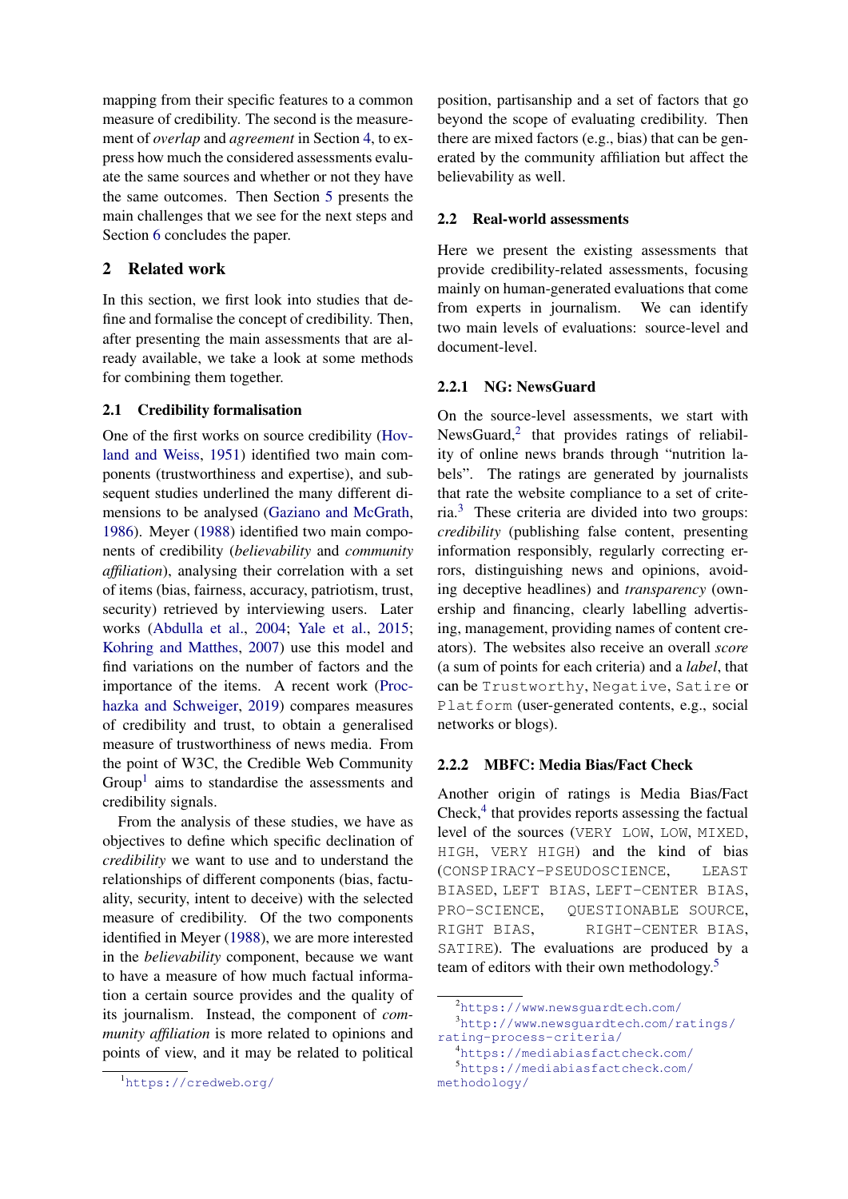mapping from their specific features to a common measure of credibility. The second is the measurement of *overlap* and *agreement* in Section 4, to express how much the considered assessments evaluate the same sources and whether or not they have the same outcomes. Then Section 5 presents the main challenges that we see for the next steps and Section 6 concludes the paper.

## 2 Related work

In this section, we first look into studies that define and formalise the concept of credibility. Then, after presenting the main assessments that are already available, we take a look at some methods for combining them together.

### 2.1 Credibility formalisation

One of the first works on source credibility (Hovland and Weiss, 1951) identified two main components (trustworthiness and expertise), and subsequent studies underlined the many different dimensions to be analysed (Gaziano and McGrath, 1986). Meyer (1988) identified two main components of credibility (*believability* and *community affiliation*), analysing their correlation with a set of items (bias, fairness, accuracy, patriotism, trust, security) retrieved by interviewing users. Later works (Abdulla et al., 2004; Yale et al., 2015; Kohring and Matthes, 2007) use this model and find variations on the number of factors and the importance of the items. A recent work (Prochazka and Schweiger, 2019) compares measures of credibility and trust, to obtain a generalised measure of trustworthiness of news media. From the point of W3C, the Credible Web Community Group[1] aims to standardise the assessments and credibility signals.

From the analysis of these studies, we have as objectives to define which specific declination of *credibility* we want to use and to understand the relationships of different components (bias, factuality, security, intent to deceive) with the selected measure of credibility. Of the two components identified in Meyer (1988), we are more interested in the *believability* component, because we want to have a measure of how much factual information a certain source provides and the quality of its journalism. Instead, the component of *community affiliation* is more related to opinions and points of view, and it may be related to political position, partisanship and a set of factors that go beyond the scope of evaluating credibility. Then there are mixed factors (e.g., bias) that can be generated by the community affiliation but affect the believability as well.

### 2.2 Real-world assessments

Here we present the existing assessments that provide credibility-related assessments, focusing mainly on human-generated evaluations that come from experts in journalism. We can identify two main levels of evaluations: source-level and document-level.

#### 2.2.1 NG: NewsGuard

On the source-level assessments, we start with NewsGuard,[2] that provides ratings of reliability of online news brands through "nutrition labels". The ratings are generated by journalists that rate the website compliance to a set of criteria.[3] These criteria are divided into two groups: *credibility* (publishing false content, presenting information responsibly, regularly correcting errors, distinguishing news and opinions, avoiding deceptive headlines) and *transparency* (ownership and financing, clearly labelling advertising, management, providing names of content creators). The websites also receive an overall *score* (a sum of points for each criteria) and a *label*, that can be `Trustworthy`, `Negative`, `Satire` or `Platform` (user-generated contents, e.g., social networks or blogs).

#### 2.2.2 MBFC: Media Bias/Fact Check

Another origin of ratings is Media Bias/Fact Check,[4] that provides reports assessing the factual level of the sources (`VERY LOW`, `LOW`, `MIXED`, `HIGH`, `VERY HIGH`) and the kind of bias (`CONSPIRACY-PSEUDOSCIENCE`, `LEAST BIASED`, `LEFT BIAS`, `LEFT-CENTER BIAS`, `PRO-SCIENCE`, `QUESTIONABLE SOURCE`, `RIGHT BIAS`, `RIGHT-CENTER BIAS`, `SATIRE`). The evaluations are produced by a team of editors with their own methodology.[5]

---

[1] https://credweb.org/

[2] https://www.newsguardtech.com/

[3] http://www.newsguardtech.com/ratings/rating-process-criteria/

[4] https://mediabiasfactcheck.com/

[5] https://mediabiasfactcheck.com/methodology/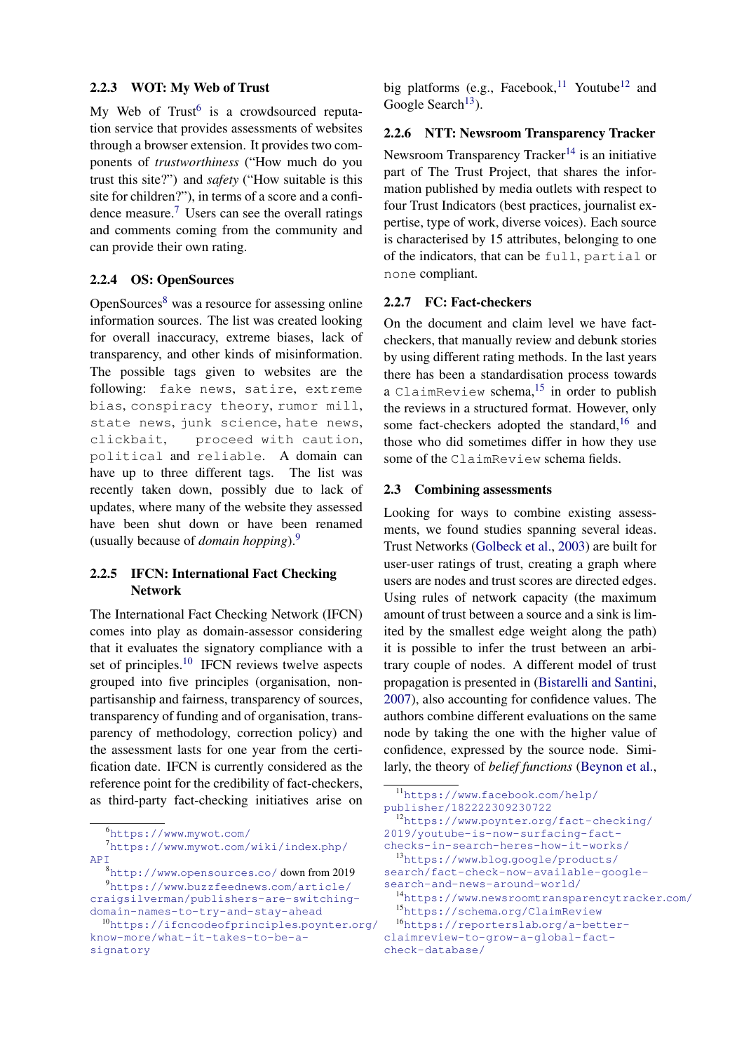#### 2.2.3 WOT: My Web of Trust

My Web of Trust[6] is a crowdsourced reputation service that provides assessments of websites through a browser extension. It provides two components of *trustworthiness* ("How much do you trust this site?") and *safety* ("How suitable is this site for children?"), in terms of a score and a confidence measure.[7] Users can see the overall ratings and comments coming from the community and can provide their own rating.

#### 2.2.4 OS: OpenSources

OpenSources[8] was a resource for assessing online information sources. The list was created looking for overall inaccuracy, extreme biases, lack of transparency, and other kinds of misinformation. The possible tags given to websites are the following: `fake news`, `satire`, `extreme bias`, `conspiracy theory`, `rumor mill`, `state news`, `junk science`, `hate news`, `clickbait`, `proceed with caution`, `political` and `reliable`. A domain can have up to three different tags. The list was recently taken down, possibly due to lack of updates, where many of the website they assessed have been shut down or have been renamed (usually because of *domain hopping*).[9]

#### 2.2.5 IFCN: International Fact Checking Network

The International Fact Checking Network (IFCN) comes into play as domain-assessor considering that it evaluates the signatory compliance with a set of principles.[10] IFCN reviews twelve aspects grouped into five principles (organisation, non-partisanship and fairness, transparency of sources, transparency of funding and of organisation, transparency of methodology, correction policy) and the assessment lasts for one year from the certification date. IFCN is currently considered as the reference point for the credibility of fact-checkers, as third-party fact-checking initiatives arise on big platforms (e.g., Facebook,[11] Youtube[12] and Google Search[13]).

#### 2.2.6 NTT: Newsroom Transparency Tracker

Newsroom Transparency Tracker[14] is an initiative part of The Trust Project, that shares the information published by media outlets with respect to four Trust Indicators (best practices, journalist expertise, type of work, diverse voices). Each source is characterised by 15 attributes, belonging to one of the indicators, that can be `full`, `partial` or `none` compliant.

#### 2.2.7 FC: Fact-checkers

On the document and claim level we have fact-checkers, that manually review and debunk stories by using different rating methods. In the last years there has been a standardisation process towards a `ClaimReview` schema,[15] in order to publish the reviews in a structured format. However, only some fact-checkers adopted the standard,[16] and those who did sometimes differ in how they use some of the `ClaimReview` schema fields.

### 2.3 Combining assessments

Looking for ways to combine existing assessments, we found studies spanning several ideas. Trust Networks (Golbeck et al., 2003) are built for user-user ratings of trust, creating a graph where users are nodes and trust scores are directed edges. Using rules of network capacity (the maximum amount of trust between a source and a sink is limited by the smallest edge weight along the path) it is possible to infer the trust between an arbitrary couple of nodes. A different model of trust propagation is presented in (Bistarelli and Santini, 2007), also accounting for confidence values. The authors combine different evaluations on the same node by taking the one with the higher value of confidence, expressed by the source node. Similarly, the theory of *belief functions* (Beynon et al.,

---

[6] https://www.mywot.com/

[7] https://www.mywot.com/wiki/index.php/API

[8] http://www.opensources.co/ down from 2019

[9] https://www.buzzfeednews.com/article/craigsilverman/publishers-are-switching-domain-names-to-try-and-stay-ahead

[10] https://ifcncodeofprinciples.poynter.org/know-more/what-it-takes-to-be-a-signatory

[11] https://www.facebook.com/help/publisher/182222309230722

[12] https://www.poynter.org/fact-checking/2019/youtube-is-now-surfacing-fact-checks-in-search-heres-how-it-works/

[13] https://www.blog.google/products/search/fact-check-now-available-google-search-and-news-around-world/

[14] https://www.newsroomtransparencytracker.com/

[15] https://schema.org/ClaimReview

[16] https://reporterslab.org/a-better-claimreview-to-grow-a-global-fact-check-database/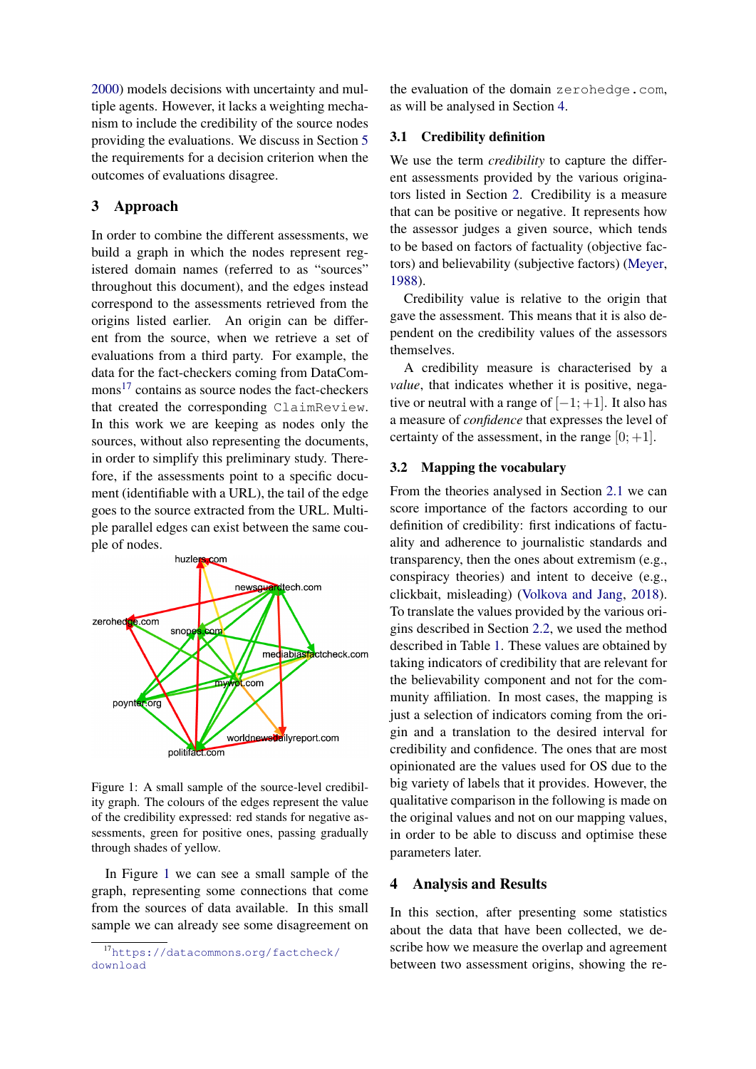2000) models decisions with uncertainty and multiple agents. However, it lacks a weighting mechanism to include the credibility of the source nodes providing the evaluations. We discuss in Section 5 the requirements for a decision criterion when the outcomes of evaluations disagree.

## 3 Approach

In order to combine the different assessments, we build a graph in which the nodes represent registered domain names (referred to as "sources" throughout this document), and the edges instead correspond to the assessments retrieved from the origins listed earlier. An origin can be different from the source, when we retrieve a set of evaluations from a third party. For example, the data for the fact-checkers coming from DataCommons[17] contains as source nodes the fact-checkers that created the corresponding `ClaimReview`. In this work we are keeping as nodes only the sources, without also representing the documents, in order to simplify this preliminary study. Therefore, if the assessments point to a specific document (identifiable with a URL), the tail of the edge goes to the source extracted from the URL. Multiple parallel edges can exist between the same couple of nodes.

Figure 1: A small sample of the source-level credibility graph. The colours of the edges represent the value of the credibility expressed: red stands for negative assessments, green for positive ones, passing gradually through shades of yellow.

In Figure 1 we can see a small sample of the graph, representing some connections that come from the sources of data available. In this small sample we can already see some disagreement on the evaluation of the domain `zerohedge.com`, as will be analysed in Section 4.

[17] https://datacommons.org/factcheck/download

### 3.1 Credibility definition

We use the term *credibility* to capture the different assessments provided by the various originators listed in Section 2. Credibility is a measure that can be positive or negative. It represents how the assessor judges a given source, which tends to be based on factors of factuality (objective factors) and believability (subjective factors) (Meyer, 1988).

Credibility value is relative to the origin that gave the assessment. This means that it is also dependent on the credibility values of the assessors themselves.

A credibility measure is characterised by a *value*, that indicates whether it is positive, negative or neutral with a range of $[-1; +1]$. It also has a measure of *confidence* that expresses the level of certainty of the assessment, in the range $[0; +1]$.

### 3.2 Mapping the vocabulary

From the theories analysed in Section 2.1 we can score importance of the factors according to our definition of credibility: first indications of factuality and adherence to journalistic standards and transparency, then the ones about extremism (e.g., conspiracy theories) and intent to deceive (e.g., clickbait, misleading) (Volkova and Jang, 2018). To translate the values provided by the various origins described in Section 2.2, we used the method described in Table 1. These values are obtained by taking indicators of credibility that are relevant for the believability component and not for the community affiliation. In most cases, the mapping is just a selection of indicators coming from the origin and a translation to the desired interval for credibility and confidence. The ones that are most opinionated are the values used for OS due to the big variety of labels that it provides. However, the qualitative comparison in the following is made on the original values and not on our mapping values, in order to be able to discuss and optimise these parameters later.

## 4 Analysis and Results

In this section, after presenting some statistics about the data that have been collected, we describe how we measure the overlap and agreement between two assessment origins, showing the re-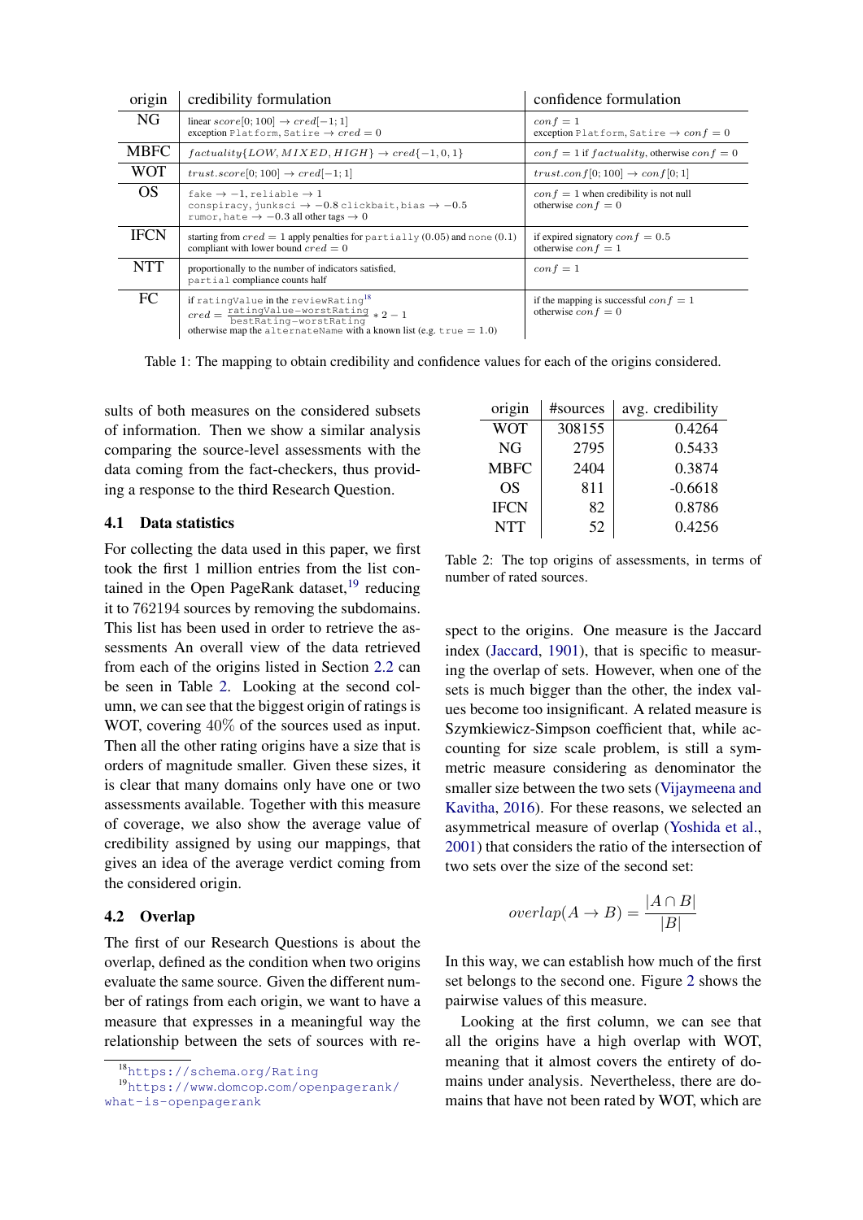| origin | credibility formulation | confidence formulation |
|---|---|---|
| NG | linear $score[0;100] \rightarrow cred[-1;1]$<br>exception `Platform`, `Satire` $\rightarrow cred = 0$ | $conf = 1$<br>exception `Platform`, `Satire` $\rightarrow conf = 0$ |
| MBFC | $factuality\{LOW, MIXED, HIGH\} \rightarrow cred\{-1, 0, 1\}$ | $conf = 1$ if $factuality$, otherwise $conf = 0$ |
| WOT | $trust.score[0;100] \rightarrow cred[-1;1]$ | $trust.conf[0;100] \rightarrow conf[0;1]$ |
| OS | `fake` $\rightarrow -1$, `reliable` $\rightarrow 1$<br>`conspiracy`, `junksci` $\rightarrow -0.8$ `clickbait`, `bias` $\rightarrow -0.5$<br>`rumor`, `hate` $\rightarrow -0.3$ all other tags $\rightarrow 0$ | $conf = 1$ when credibility is not null<br>otherwise $conf = 0$ |
| IFCN | starting from $cred = 1$ apply penalties for `partially` (0.05) and `none` (0.1)<br>compliant with lower bound $cred = 0$ | if expired signatory $conf = 0.5$<br>otherwise $conf = 1$ |
| NTT | proportionally to the number of indicators satisfied,<br>`partial` compliance counts half | $conf = 1$ |
| FC | if `ratingValue` in the `reviewRating`[18]<br>$cred = \frac{\texttt{ratingValue} - \texttt{worstRating}}{\texttt{bestRating} - \texttt{worstRating}} * 2 - 1$<br>otherwise map the `alternateName` with a known list (e.g. `true` = 1.0) | if the mapping is successful $conf = 1$<br>otherwise $conf = 0$ |

Table 1: The mapping to obtain credibility and confidence values for each of the origins considered.

sults of both measures on the considered subsets of information. Then we show a similar analysis comparing the source-level assessments with the data coming from the fact-checkers, thus providing a response to the third Research Question.

## 4.1 Data statistics

For collecting the data used in this paper, we first took the first 1 million entries from the list contained in the Open PageRank dataset,[19] reducing it to 762194 sources by removing the subdomains. This list has been used in order to retrieve the assessments An overall view of the data retrieved from each of the origins listed in Section 2.2 can be seen in Table 2. Looking at the second column, we can see that the biggest origin of ratings is WOT, covering 40% of the sources used as input. Then all the other rating origins have a size that is orders of magnitude smaller. Given these sizes, it is clear that many domains only have one or two assessments available. Together with this measure of coverage, we also show the average value of credibility assigned by using our mappings, that gives an idea of the average verdict coming from the considered origin.

| origin | #sources | avg. credibility |
|---|---|---|
| WOT | 308155 | 0.4264 |
| NG | 2795 | 0.5433 |
| MBFC | 2404 | 0.3874 |
| OS | 811 | -0.6618 |
| IFCN | 82 | 0.8786 |
| NTT | 52 | 0.4256 |

Table 2: The top origins of assessments, in terms of number of rated sources.

## 4.2 Overlap

The first of our Research Questions is about the overlap, defined as the condition when two origins evaluate the same source. Given the different number of ratings from each origin, we want to have a measure that expresses in a meaningful way the relationship between the sets of sources with respect to the origins. One measure is the Jaccard index (Jaccard, 1901), that is specific to measuring the overlap of sets. However, when one of the sets is much bigger than the other, the index values become too insignificant. A related measure is Szymkiewicz-Simpson coefficient that, while accounting for size scale problem, is still a symmetric measure considering as denominator the smaller size between the two sets (Vijaymeena and Kavitha, 2016). For these reasons, we selected an asymmetrical measure of overlap (Yoshida et al., 2001) that considers the ratio of the intersection of two sets over the size of the second set:

$$overlap(A \rightarrow B) = \frac{|A \cap B|}{|B|}$$

In this way, we can establish how much of the first set belongs to the second one. Figure 2 shows the pairwise values of this measure.

Looking at the first column, we can see that all the origins have a high overlap with WOT, meaning that it almost covers the entirety of domains under analysis. Nevertheless, there are domains that have not been rated by WOT, which are

[18] https://schema.org/Rating

[19] https://www.domcop.com/openpagerank/what-is-openpagerank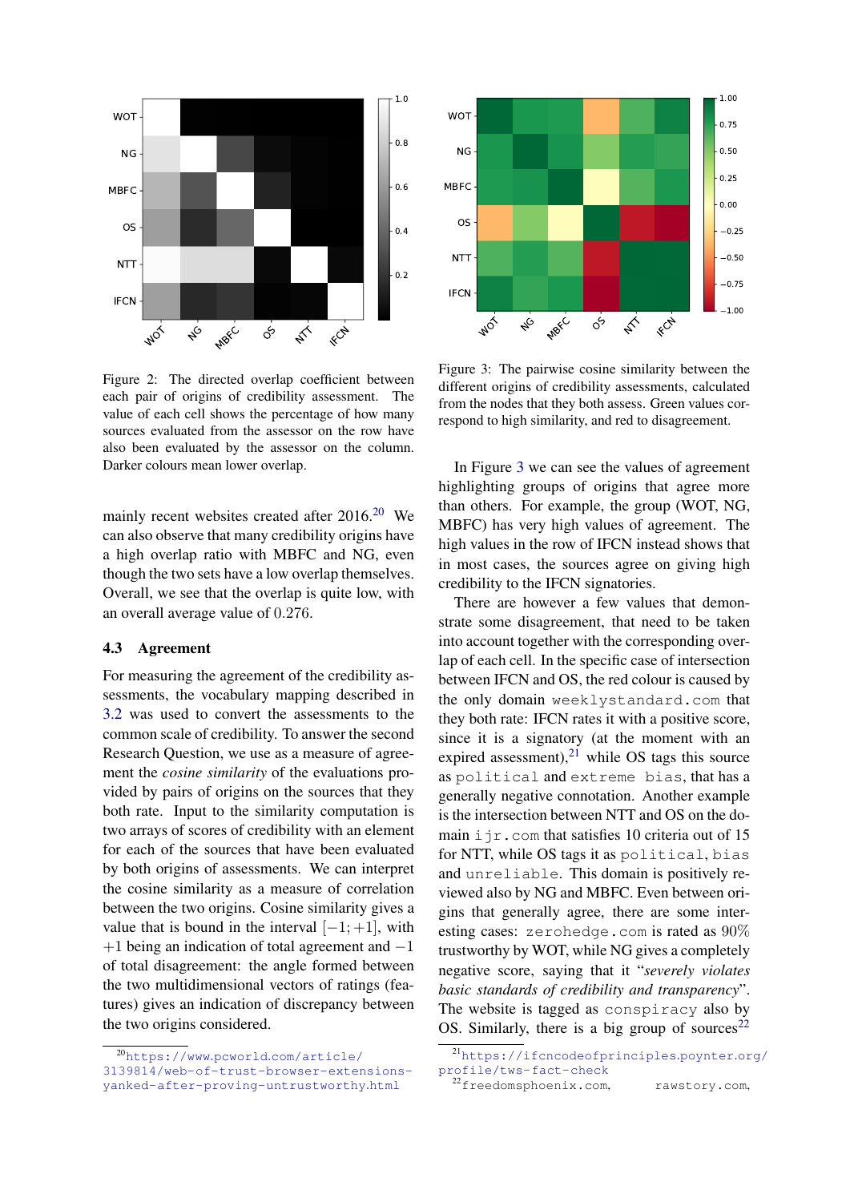Figure 2: The directed overlap coefficient between each pair of origins of credibility assessment. The value of each cell shows the percentage of how many sources evaluated from the assessor on the row have also been evaluated by the assessor on the column. Darker colours mean lower overlap.

Figure 3: The pairwise cosine similarity between the different origins of credibility assessments, calculated from the nodes that they both assess. Green values correspond to high similarity, and red to disagreement.

mainly recent websites created after 2016.[20] We can also observe that many credibility origins have a high overlap ratio with MBFC and NG, even though the two sets have a low overlap themselves. Overall, we see that the overlap is quite low, with an overall average value of 0.276.

### 4.3 Agreement

For measuring the agreement of the credibility assessments, the vocabulary mapping described in 3.2 was used to convert the assessments to the common scale of credibility. To answer the second Research Question, we use as a measure of agreement the *cosine similarity* of the evaluations provided by pairs of origins on the sources that they both rate. Input to the similarity computation is two arrays of scores of credibility with an element for each of the sources that have been evaluated by both origins of assessments. We can interpret the cosine similarity as a measure of correlation between the two origins. Cosine similarity gives a value that is bound in the interval $[-1; +1]$, with $+1$ being an indication of total agreement and $-1$ of total disagreement: the angle formed between the two multidimensional vectors of ratings (features) gives an indication of discrepancy between the two origins considered.

In Figure 3 we can see the values of agreement highlighting groups of origins that agree more than others. For example, the group (WOT, NG, MBFC) has very high values of agreement. The high values in the row of IFCN instead shows that in most cases, the sources agree on giving high credibility to the IFCN signatories.

There are however a few values that demonstrate some disagreement, that need to be taken into account together with the corresponding overlap of each cell. In the specific case of intersection between IFCN and OS, the red colour is caused by the only domain `weeklystandard.com` that they both rate: IFCN rates it with a positive score, since it is a signatory (at the moment with an expired assessment),[21] while OS tags this source as `political` and `extreme bias`, that has a generally negative connotation. Another example is the intersection between NTT and OS on the domain `ijr.com` that satisfies 10 criteria out of 15 for NTT, while OS tags it as `political`, `bias` and `unreliable`. This domain is positively reviewed also by NG and MBFC. Even between origins that generally agree, there are some interesting cases: `zerohedge.com` is rated as 90% trustworthy by WOT, while NG gives a completely negative score, saying that it "*severely violates basic standards of credibility and transparency*". The website is tagged as `conspiracy` also by OS. Similarly, there is a big group of sources[22]

[20] https://www.pcworld.com/article/3139814/web-of-trust-browser-extensions-yanked-after-proving-untrustworthy.html

[21] https://ifcncodeofprinciples.poynter.org/profile/tws-fact-check

[22] freedomsphoenix.com, rawstory.com,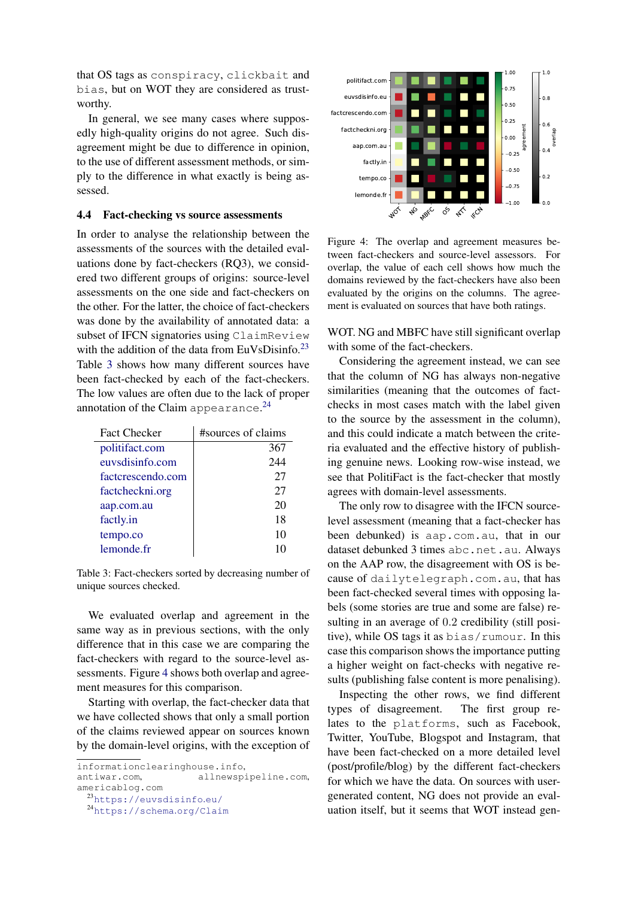that OS tags as conspiracy, clickbait and bias, but on WOT they are considered as trustworthy.

In general, we see many cases where supposedly high-quality origins do not agree. Such disagreement might be due to difference in opinion, to the use of different assessment methods, or simply to the difference in what exactly is being assessed.

### 4.4 Fact-checking vs source assessments

In order to analyse the relationship between the assessments of the sources with the detailed evaluations done by fact-checkers (RQ3), we considered two different groups of origins: source-level assessments on the one side and fact-checkers on the other. For the latter, the choice of fact-checkers was done by the availability of annotated data: a subset of IFCN signatories using ClaimReview with the addition of the data from EuVsDisinfo.[23] Table 3 shows how many different sources have been fact-checked by each of the fact-checkers. The low values are often due to the lack of proper annotation of the Claim appearance.[24]

| Fact Checker | #sources of claims |
|---|---|
| politifact.com | 367 |
| euvsdisinfo.eu | 244 |
| factcrescendo.com | 27 |
| factcheckni.org | 27 |
| aap.com.au | 20 |
| factly.in | 18 |
| tempo.co | 10 |
| lemonde.fr | 10 |

Table 3: Fact-checkers sorted by decreasing number of unique sources checked.

We evaluated overlap and agreement in the same way as in previous sections, with the only difference that in this case we are comparing the fact-checkers with regard to the source-level assessments. Figure 4 shows both overlap and agreement measures for this comparison.

Starting with overlap, the fact-checker data that we have collected shows that only a small portion of the claims reviewed appear on sources known by the domain-level origins, with the exception of WOT. NG and MBFC have still significant overlap with some of the fact-checkers.

Figure 4: The overlap and agreement measures between fact-checkers and source-level assessors. For overlap, the value of each cell shows how much the domains reviewed by the fact-checkers have also been evaluated by the origins on the columns. The agreement is evaluated on sources that have both ratings.

Considering the agreement instead, we can see that the column of NG has always non-negative similarities (meaning that the outcomes of fact-checks in most cases match with the label given to the source by the assessment in the column), and this could indicate a match between the criteria evaluated and the effective history of publishing genuine news. Looking row-wise instead, we see that PolitiFact is the fact-checker that mostly agrees with domain-level assessments.

The only row to disagree with the IFCN source-level assessment (meaning that a fact-checker has been debunked) is aap.com.au, that in our dataset debunked 3 times abc.net.au. Always on the AAP row, the disagreement with OS is because of dailytelegraph.com.au, that has been fact-checked several times with opposing labels (some stories are true and some are false) resulting in an average of 0.2 credibility (still positive), while OS tags it as bias/rumour. In this case this comparison shows the importance putting a higher weight on fact-checks with negative results (publishing false content is more penalising).

Inspecting the other rows, we find different types of disagreement. The first group relates to the platforms, such as Facebook, Twitter, YouTube, Blogspot and Instagram, that have been fact-checked on a more detailed level (post/profile/blog) by the different fact-checkers for which we have the data. On sources with user-generated content, NG does not provide an evaluation itself, but it seems that WOT instead gen-

informationclearinghouse.info, antiwar.com, allnewspipeline.com, americablog.com

[23] https://euvsdisinfo.eu/

[24] https://schema.org/Claim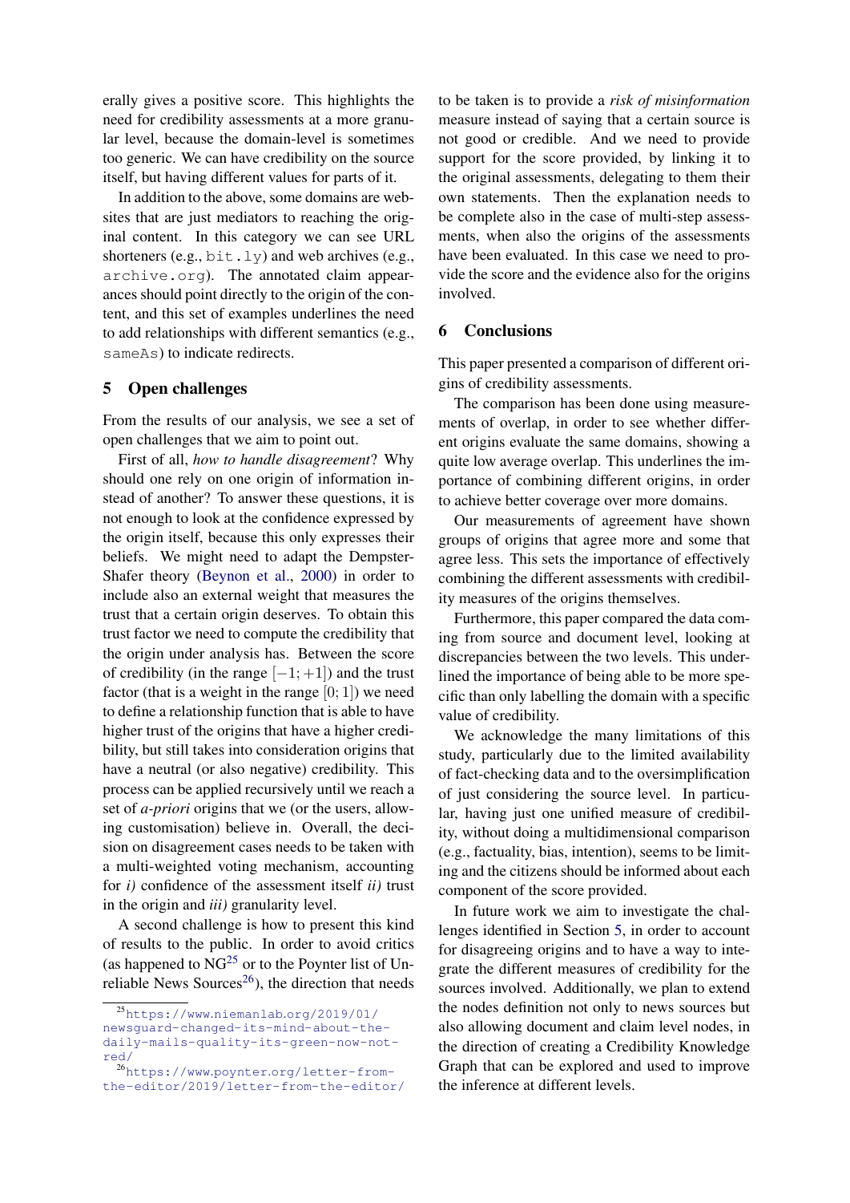erally gives a positive score. This highlights the need for credibility assessments at a more granular level, because the domain-level is sometimes too generic. We can have credibility on the source itself, but having different values for parts of it.

In addition to the above, some domains are websites that are just mediators to reaching the original content. In this category we can see URL shorteners (e.g., `bit.ly`) and web archives (e.g., `archive.org`). The annotated claim appearances should point directly to the origin of the content, and this set of examples underlines the need to add relationships with different semantics (e.g., `sameAs`) to indicate redirects.

## 5 Open challenges

From the results of our analysis, we see a set of open challenges that we aim to point out.

First of all, *how to handle disagreement*? Why should one rely on one origin of information instead of another? To answer these questions, it is not enough to look at the confidence expressed by the origin itself, because this only expresses their beliefs. We might need to adapt the Dempster-Shafer theory (Beynon et al., 2000) in order to include also an external weight that measures the trust that a certain origin deserves. To obtain this trust factor we need to compute the credibility that the origin under analysis has. Between the score of credibility (in the range $[-1; +1]$) and the trust factor (that is a weight in the range $[0; 1]$) we need to define a relationship function that is able to have higher trust of the origins that have a higher credibility, but still takes into consideration origins that have a neutral (or also negative) credibility. This process can be applied recursively until we reach a set of *a-priori* origins that we (or the users, allowing customisation) believe in. Overall, the decision on disagreement cases needs to be taken with a multi-weighted voting mechanism, accounting for *i)* confidence of the assessment itself *ii)* trust in the origin and *iii)* granularity level.

A second challenge is how to present this kind of results to the public. In order to avoid critics (as happened to NG[25] or to the Poynter list of Unreliable News Sources[26]), the direction that needs to be taken is to provide a *risk of misinformation* measure instead of saying that a certain source is not good or credible. And we need to provide support for the score provided, by linking it to the original assessments, delegating to them their own statements. Then the explanation needs to be complete also in the case of multi-step assessments, when also the origins of the assessments have been evaluated. In this case we need to provide the score and the evidence also for the origins involved.

## 6 Conclusions

This paper presented a comparison of different origins of credibility assessments.

The comparison has been done using measurements of overlap, in order to see whether different origins evaluate the same domains, showing a quite low average overlap. This underlines the importance of combining different origins, in order to achieve better coverage over more domains.

Our measurements of agreement have shown groups of origins that agree more and some that agree less. This sets the importance of effectively combining the different assessments with credibility measures of the origins themselves.

Furthermore, this paper compared the data coming from source and document level, looking at discrepancies between the two levels. This underlined the importance of being able to be more specific than only labelling the domain with a specific value of credibility.

We acknowledge the many limitations of this study, particularly due to the limited availability of fact-checking data and to the oversimplification of just considering the source level. In particular, having just one unified measure of credibility, without doing a multidimensional comparison (e.g., factuality, bias, intention), seems to be limiting and the citizens should be informed about each component of the score provided.

In future work we aim to investigate the challenges identified in Section 5, in order to account for disagreeing origins and to have a way to integrate the different measures of credibility for the sources involved. Additionally, we plan to extend the nodes definition not only to news sources but also allowing document and claim level nodes, in the direction of creating a Credibility Knowledge Graph that can be explored and used to improve the inference at different levels.

[25] https://www.niemanlab.org/2019/01/newsguard-changed-its-mind-about-the-daily-mails-quality-its-green-now-not-red/

[26] https://www.poynter.org/letter-from-the-editor/2019/letter-from-the-editor/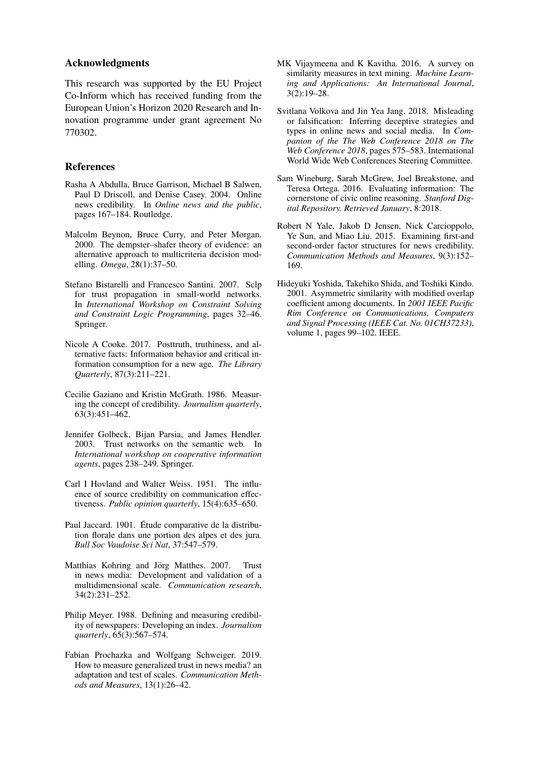## Acknowledgments

This research was supported by the EU Project Co-Inform which has received funding from the European Union's Horizon 2020 Research and Innovation programme under grant agreement No 770302.

## References

Rasha A Abdulla, Bruce Garrison, Michael B Salwen, Paul D Driscoll, and Denise Casey. 2004. Online news credibility. In *Online news and the public*, pages 167–184. Routledge.

Malcolm Beynon, Bruce Curry, and Peter Morgan. 2000. The dempster–shafer theory of evidence: an alternative approach to multicriteria decision modelling. *Omega*, 28(1):37–50.

Stefano Bistarelli and Francesco Santini. 2007. Sclp for trust propagation in small-world networks. In *International Workshop on Constraint Solving and Constraint Logic Programming*, pages 32–46. Springer.

Nicole A Cooke. 2017. Posttruth, truthiness, and alternative facts: Information behavior and critical information consumption for a new age. *The Library Quarterly*, 87(3):211–221.

Cecilie Gaziano and Kristin McGrath. 1986. Measuring the concept of credibility. *Journalism quarterly*, 63(3):451–462.

Jennifer Golbeck, Bijan Parsia, and James Hendler. 2003. Trust networks on the semantic web. In *International workshop on cooperative information agents*, pages 238–249. Springer.

Carl I Hovland and Walter Weiss. 1951. The influence of source credibility on communication effectiveness. *Public opinion quarterly*, 15(4):635–650.

Paul Jaccard. 1901. Étude comparative de la distribution florale dans une portion des alpes et des jura. *Bull Soc Vaudoise Sci Nat*, 37:547–579.

Matthias Kohring and Jörg Matthes. 2007. Trust in news media: Development and validation of a multidimensional scale. *Communication research*, 34(2):231–252.

Philip Meyer. 1988. Defining and measuring credibility of newspapers: Developing an index. *Journalism quarterly*, 65(3):567–574.

Fabian Prochazka and Wolfgang Schweiger. 2019. How to measure generalized trust in news media? an adaptation and test of scales. *Communication Methods and Measures*, 13(1):26–42.

MK Vijaymeena and K Kavitha. 2016. A survey on similarity measures in text mining. *Machine Learning and Applications: An International Journal*, 3(2):19–28.

Svitlana Volkova and Jin Yea Jang. 2018. Misleading or falsification: Inferring deceptive strategies and types in online news and social media. In *Companion of the The Web Conference 2018 on The Web Conference 2018*, pages 575–583. International World Wide Web Conferences Steering Committee.

Sam Wineburg, Sarah McGrew, Joel Breakstone, and Teresa Ortega. 2016. Evaluating information: The cornerstone of civic online reasoning. *Stanford Digital Repository. Retrieved January*, 8:2018.

Robert N Yale, Jakob D Jensen, Nick Carcioppolo, Ye Sun, and Miao Liu. 2015. Examining first-and second-order factor structures for news credibility. *Communication Methods and Measures*, 9(3):152–169.

Hideyuki Yoshida, Takehiko Shida, and Toshiki Kindo. 2001. Asymmetric similarity with modified overlap coefficient among documents. In *2001 IEEE Pacific Rim Conference on Communications, Computers and Signal Processing (IEEE Cat. No. 01CH37233)*, volume 1, pages 99–102. IEEE.